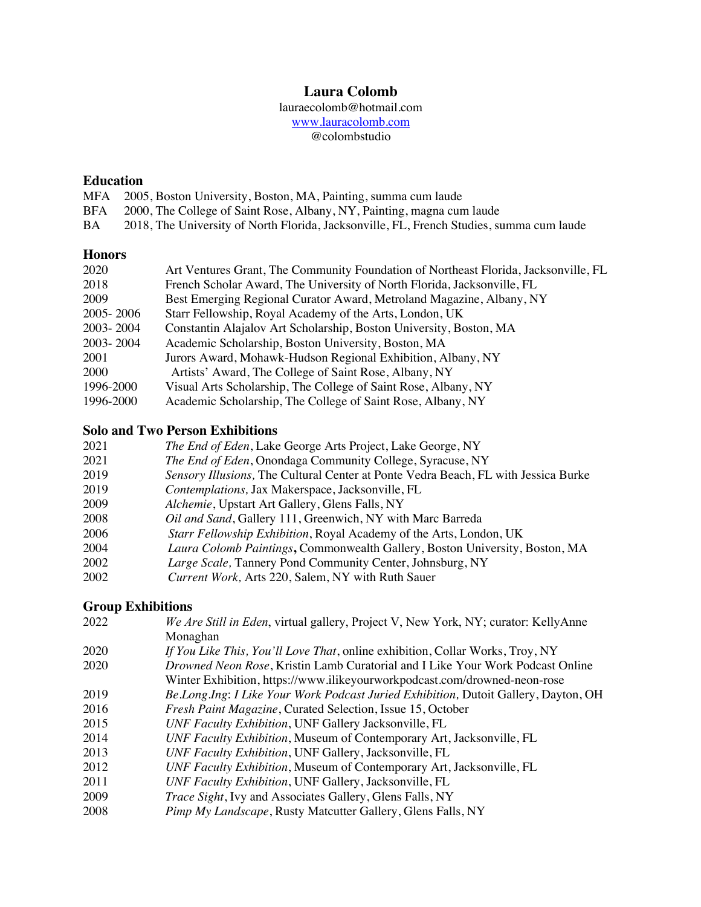# Laura Colomb

lauraecolomb@hotmail.com
www.lauracolomb.com
@colombstudio

## Education

MFA 2005, Boston University, Boston, MA, Painting, summa cum laude
BFA 2000, The College of Saint Rose, Albany, NY, Painting, magna cum laude
BA 2018, The University of North Florida, Jacksonville, FL, French Studies, summa cum laude

## Honors

2020 Art Ventures Grant, The Community Foundation of Northeast Florida, Jacksonville, FL
2018 French Scholar Award, The University of North Florida, Jacksonville, FL
2009 Best Emerging Regional Curator Award, Metroland Magazine, Albany, NY
2005- 2006 Starr Fellowship, Royal Academy of the Arts, London, UK
2003- 2004 Constantin Alajalov Art Scholarship, Boston University, Boston, MA
2003- 2004 Academic Scholarship, Boston University, Boston, MA
2001 Jurors Award, Mohawk-Hudson Regional Exhibition, Albany, NY
2000 Artists' Award, The College of Saint Rose, Albany, NY
1996-2000 Visual Arts Scholarship, The College of Saint Rose, Albany, NY
1996-2000 Academic Scholarship, The College of Saint Rose, Albany, NY

## Solo and Two Person Exhibitions

2021 *The End of Eden*, Lake George Arts Project, Lake George, NY
2021 *The End of Eden*, Onondaga Community College, Syracuse, NY
2019 *Sensory Illusions,* The Cultural Center at Ponte Vedra Beach, FL with Jessica Burke
2019 *Contemplations,* Jax Makerspace, Jacksonville, FL
2009 *Alchemie*, Upstart Art Gallery, Glens Falls, NY
2008 *Oil and Sand*, Gallery 111, Greenwich, NY with Marc Barreda
2006 *Starr Fellowship Exhibition*, Royal Academy of the Arts, London, UK
2004 *Laura Colomb Paintings***,** Commonwealth Gallery, Boston University, Boston, MA
2002 *Large Scale,* Tannery Pond Community Center, Johnsburg, NY
2002 *Current Work,* Arts 220, Salem, NY with Ruth Sauer

## Group Exhibitions

2022 *We Are Still in Eden*, virtual gallery, Project V, New York, NY; curator: KellyAnne Monaghan
2020 *If You Like This, You'll Love That*, online exhibition, Collar Works, Troy, NY
2020 *Drowned Neon Rose*, Kristin Lamb Curatorial and I Like Your Work Podcast Online Winter Exhibition, https://www.ilikeyourworkpodcast.com/drowned-neon-rose
2019 *Be.Long.Ing: I Like Your Work Podcast Juried Exhibition,* Dutoit Gallery, Dayton, OH
2016 *Fresh Paint Magazine*, Curated Selection, Issue 15, October
2015 *UNF Faculty Exhibition*, UNF Gallery Jacksonville, FL
2014 *UNF Faculty Exhibition*, Museum of Contemporary Art, Jacksonville, FL
2013 *UNF Faculty Exhibition*, UNF Gallery, Jacksonville, FL
2012 *UNF Faculty Exhibition*, Museum of Contemporary Art, Jacksonville, FL
2011 *UNF Faculty Exhibition*, UNF Gallery, Jacksonville, FL
2009 *Trace Sight*, Ivy and Associates Gallery, Glens Falls, NY
2008 *Pimp My Landscape*, Rusty Matcutter Gallery, Glens Falls, NY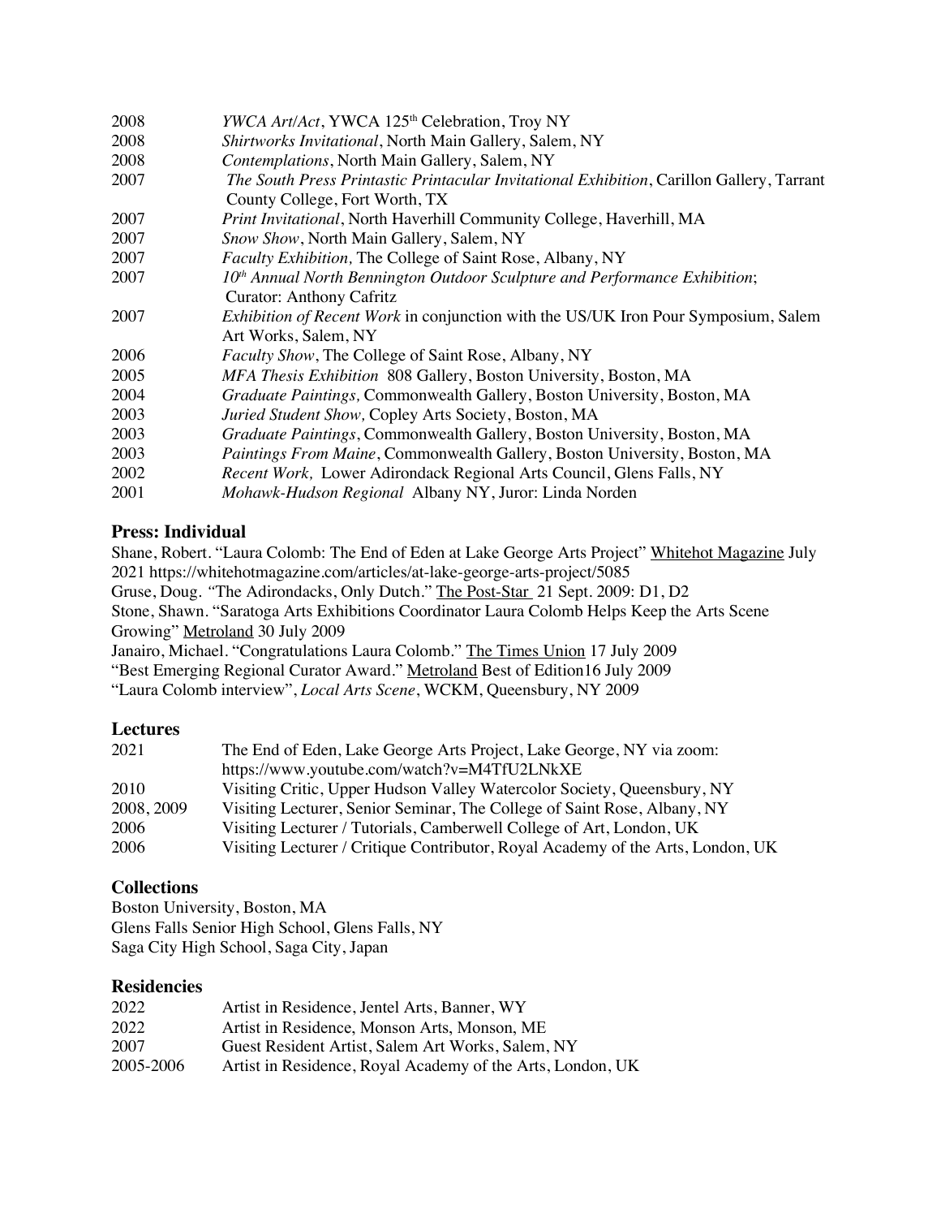| | |
|---|---|
| 2008 | *YWCA Art/Act*, YWCA 125th Celebration, Troy NY |
| 2008 | *Shirtworks Invitational*, North Main Gallery, Salem, NY |
| 2008 | *Contemplations*, North Main Gallery, Salem, NY |
| 2007 | *The South Press Printastic Printacular Invitational Exhibition*, Carillon Gallery, Tarrant County College, Fort Worth, TX |
| 2007 | *Print Invitational*, North Haverhill Community College, Haverhill, MA |
| 2007 | *Snow Show*, North Main Gallery, Salem, NY |
| 2007 | *Faculty Exhibition,* The College of Saint Rose, Albany, NY |
| 2007 | *10th Annual North Bennington Outdoor Sculpture and Performance Exhibition*; Curator: Anthony Cafritz |
| 2007 | *Exhibition of Recent Work* in conjunction with the US/UK Iron Pour Symposium, Salem Art Works, Salem, NY |
| 2006 | *Faculty Show*, The College of Saint Rose, Albany, NY |
| 2005 | *MFA Thesis Exhibition* 808 Gallery, Boston University, Boston, MA |
| 2004 | *Graduate Paintings,* Commonwealth Gallery, Boston University, Boston, MA |
| 2003 | *Juried Student Show,* Copley Arts Society, Boston, MA |
| 2003 | *Graduate Paintings*, Commonwealth Gallery, Boston University, Boston, MA |
| 2003 | *Paintings From Maine*, Commonwealth Gallery, Boston University, Boston, MA |
| 2002 | *Recent Work,* Lower Adirondack Regional Arts Council, Glens Falls, NY |
| 2001 | *Mohawk-Hudson Regional* Albany NY, Juror: Linda Norden |

### Press: Individual

Shane, Robert. "Laura Colomb: The End of Eden at Lake George Arts Project" Whitehot Magazine July 2021 https://whitehotmagazine.com/articles/at-lake-george-arts-project/5085
Gruse, Doug. "The Adirondacks, Only Dutch." The Post-Star 21 Sept. 2009: D1, D2
Stone, Shawn. "Saratoga Arts Exhibitions Coordinator Laura Colomb Helps Keep the Arts Scene Growing" Metroland 30 July 2009
Janairo, Michael. "Congratulations Laura Colomb." The Times Union 17 July 2009
"Best Emerging Regional Curator Award." Metroland Best of Edition16 July 2009
"Laura Colomb interview", *Local Arts Scene*, WCKM, Queensbury, NY 2009

### Lectures

| | |
|---|---|
| 2021 | The End of Eden, Lake George Arts Project, Lake George, NY via zoom: https://www.youtube.com/watch?v=M4TfU2LNkXE |
| 2010 | Visiting Critic, Upper Hudson Valley Watercolor Society, Queensbury, NY |
| 2008, 2009 | Visiting Lecturer, Senior Seminar, The College of Saint Rose, Albany, NY |
| 2006 | Visiting Lecturer / Tutorials, Camberwell College of Art, London, UK |
| 2006 | Visiting Lecturer / Critique Contributor, Royal Academy of the Arts, London, UK |

### Collections

Boston University, Boston, MA
Glens Falls Senior High School, Glens Falls, NY
Saga City High School, Saga City, Japan

### Residencies

| | |
|---|---|
| 2022 | Artist in Residence, Jentel Arts, Banner, WY |
| 2022 | Artist in Residence, Monson Arts, Monson, ME |
| 2007 | Guest Resident Artist, Salem Art Works, Salem, NY |
| 2005-2006 | Artist in Residence, Royal Academy of the Arts, London, UK |